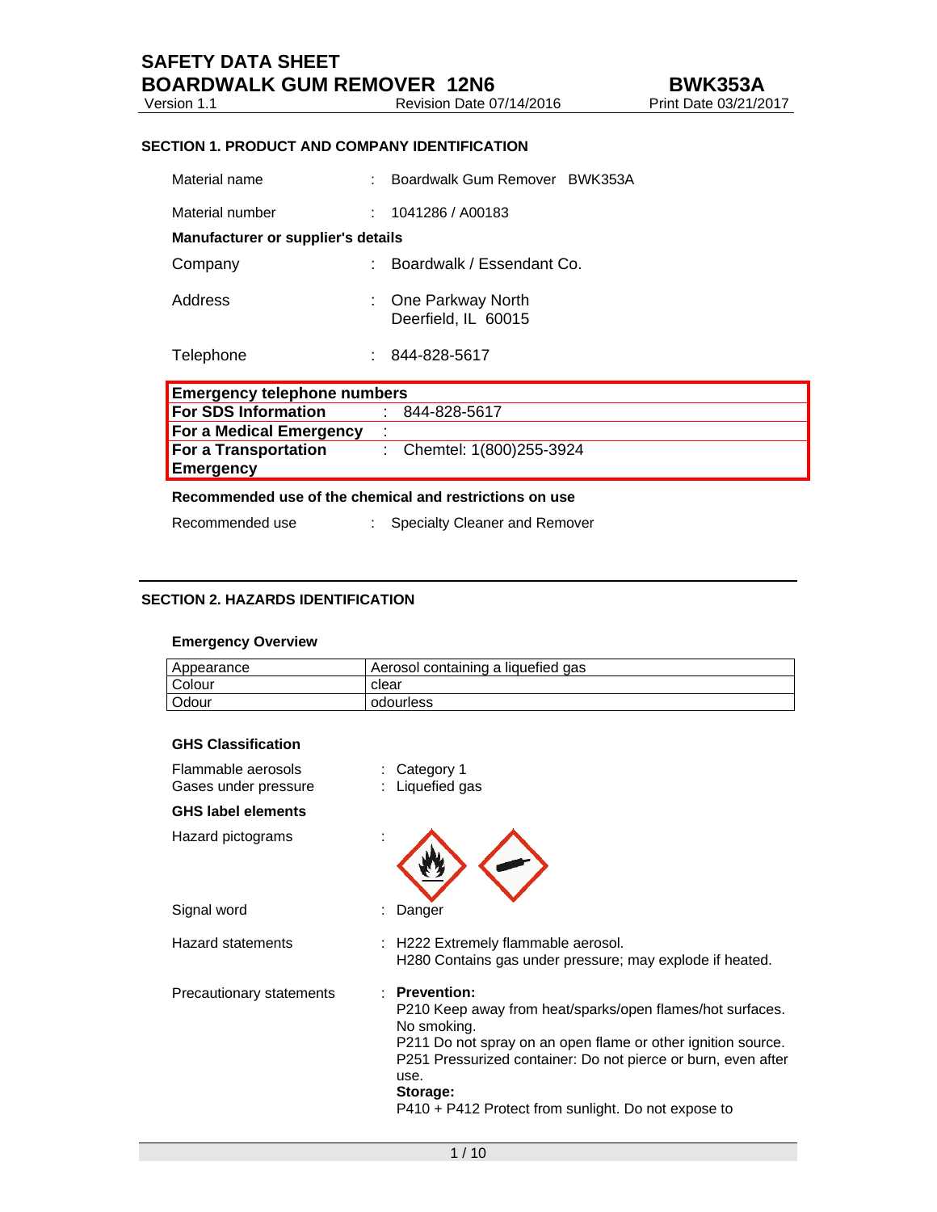# SAFETY DATA SHEET

# BOARDWALK GUM REMOVER 12N6 — BWK353A

Version 1.1 | Revision Date 07/14/2016 | Print Date 03/21/2017

## SECTION 1. PRODUCT AND COMPANY IDENTIFICATION

Material name : Boardwalk Gum Remover BWK353A

Material number : 1041286 / A00183

**Manufacturer or supplier's details**

Company : Boardwalk / Essendant Co.

Address : One Parkway North
Deerfield, IL 60015

Telephone : 844-828-5617

| **Emergency telephone numbers** | |
|---|---|
| **For SDS Information** | : 844-828-5617 |
| **For a Medical Emergency** | : |
| **For a Transportation Emergency** | : Chemtel: 1(800)255-3924 |

**Recommended use of the chemical and restrictions on use**

Recommended use : Specialty Cleaner and Remover

## SECTION 2. HAZARDS IDENTIFICATION

**Emergency Overview**

| Appearance | Aerosol containing a liquefied gas |
|---|---|
| Colour | clear |
| Odour | odourless |

**GHS Classification**

Flammable aerosols : Category 1
Gases under pressure : Liquefied gas

**GHS label elements**

Hazard pictograms :

Signal word : Danger

Hazard statements : H222 Extremely flammable aerosol.
H280 Contains gas under pressure; may explode if heated.

Precautionary statements : **Prevention:**
P210 Keep away from heat/sparks/open flames/hot surfaces. No smoking.
P211 Do not spray on an open flame or other ignition source.
P251 Pressurized container: Do not pierce or burn, even after use.
**Storage:**
P410 + P412 Protect from sunlight. Do not expose to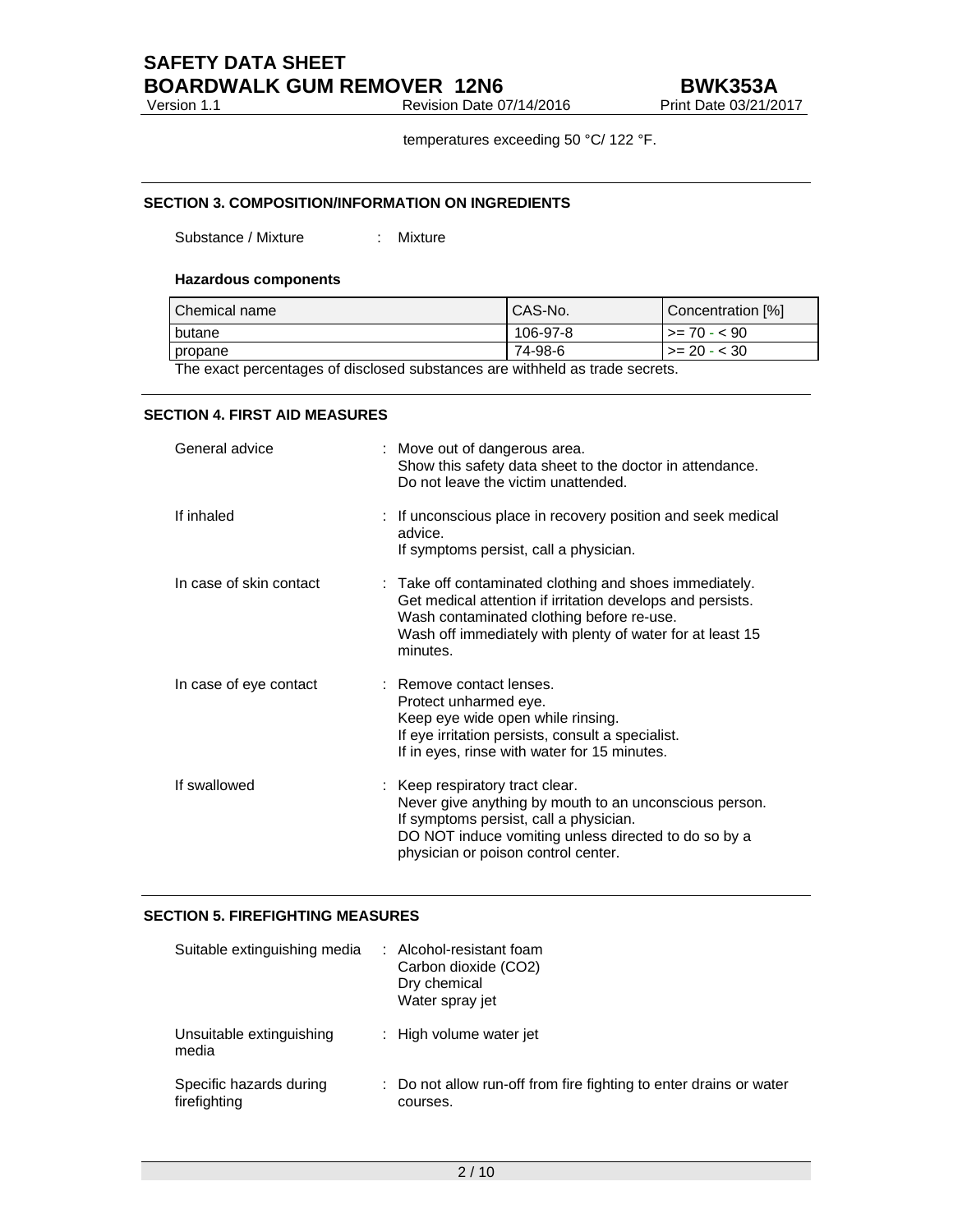temperatures exceeding 50 °C/ 122 °F.

## SECTION 3. COMPOSITION/INFORMATION ON INGREDIENTS

Substance / Mixture : Mixture

**Hazardous components**

| Chemical name | CAS-No. | Concentration [%] |
|---|---|---|
| butane | 106-97-8 | >= 70 - < 90 |
| propane | 74-98-6 | >= 20 - < 30 |

The exact percentages of disclosed substances are withheld as trade secrets.

## SECTION 4. FIRST AID MEASURES

General advice : Move out of dangerous area.
Show this safety data sheet to the doctor in attendance.
Do not leave the victim unattended.

If inhaled : If unconscious place in recovery position and seek medical advice.
If symptoms persist, call a physician.

In case of skin contact : Take off contaminated clothing and shoes immediately.
Get medical attention if irritation develops and persists.
Wash contaminated clothing before re-use.
Wash off immediately with plenty of water for at least 15 minutes.

In case of eye contact : Remove contact lenses.
Protect unharmed eye.
Keep eye wide open while rinsing.
If eye irritation persists, consult a specialist.
If in eyes, rinse with water for 15 minutes.

If swallowed : Keep respiratory tract clear.
Never give anything by mouth to an unconscious person.
If symptoms persist, call a physician.
DO NOT induce vomiting unless directed to do so by a physician or poison control center.

## SECTION 5. FIREFIGHTING MEASURES

Suitable extinguishing media : Alcohol-resistant foam
Carbon dioxide ($CO_2$)
Dry chemical
Water spray jet

Unsuitable extinguishing media : High volume water jet

Specific hazards during firefighting : Do not allow run-off from fire fighting to enter drains or water courses.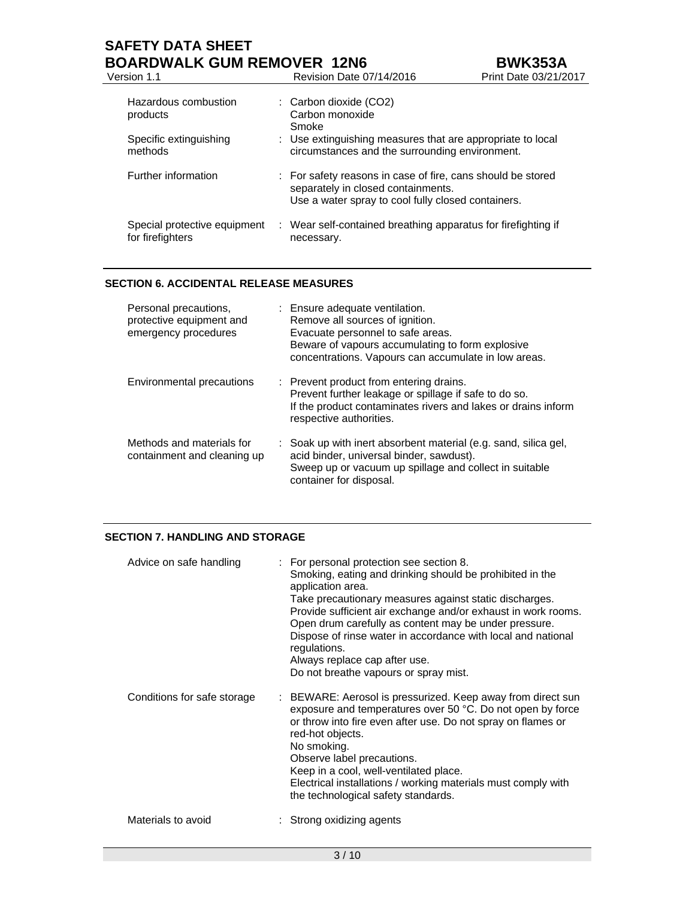| | |
|---|---|
| Hazardous combustion products | : Carbon dioxide ($CO_2$)<br>Carbon monoxide<br>Smoke |
| Specific extinguishing methods | : Use extinguishing measures that are appropriate to local circumstances and the surrounding environment. |
| Further information | : For safety reasons in case of fire, cans should be stored separately in closed containments.<br>Use a water spray to cool fully closed containers. |
| Special protective equipment for firefighters | : Wear self-contained breathing apparatus for firefighting if necessary. |

## SECTION 6. ACCIDENTAL RELEASE MEASURES

| | |
|---|---|
| Personal precautions, protective equipment and emergency procedures | : Ensure adequate ventilation.<br>Remove all sources of ignition.<br>Evacuate personnel to safe areas.<br>Beware of vapours accumulating to form explosive concentrations. Vapours can accumulate in low areas. |
| Environmental precautions | : Prevent product from entering drains.<br>Prevent further leakage or spillage if safe to do so.<br>If the product contaminates rivers and lakes or drains inform respective authorities. |
| Methods and materials for containment and cleaning up | : Soak up with inert absorbent material (e.g. sand, silica gel, acid binder, universal binder, sawdust).<br>Sweep up or vacuum up spillage and collect in suitable container for disposal. |

## SECTION 7. HANDLING AND STORAGE

| | |
|---|---|
| Advice on safe handling | : For personal protection see section 8.<br>Smoking, eating and drinking should be prohibited in the application area.<br>Take precautionary measures against static discharges.<br>Provide sufficient air exchange and/or exhaust in work rooms.<br>Open drum carefully as content may be under pressure.<br>Dispose of rinse water in accordance with local and national regulations.<br>Always replace cap after use.<br>Do not breathe vapours or spray mist. |
| Conditions for safe storage | : BEWARE: Aerosol is pressurized. Keep away from direct sun exposure and temperatures over 50 °C. Do not open by force or throw into fire even after use. Do not spray on flames or red-hot objects.<br>No smoking.<br>Observe label precautions.<br>Keep in a cool, well-ventilated place.<br>Electrical installations / working materials must comply with the technological safety standards. |
| Materials to avoid | : Strong oxidizing agents |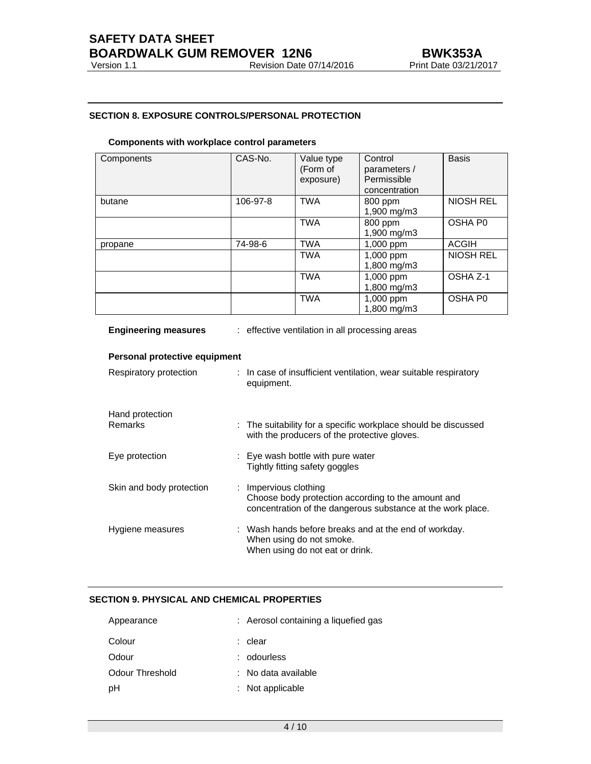## SECTION 8. EXPOSURE CONTROLS/PERSONAL PROTECTION

### Components with workplace control parameters

| Components | CAS-No. | Value type (Form of exposure) | Control parameters / Permissible concentration | Basis |
|---|---|---|---|---|
| butane | 106-97-8 | TWA | 800 ppm 1,900 mg/m3 | NIOSH REL |
| | | TWA | 800 ppm 1,900 mg/m3 | OSHA P0 |
| propane | 74-98-6 | TWA | 1,000 ppm | ACGIH |
| | | TWA | 1,000 ppm 1,800 mg/m3 | NIOSH REL |
| | | TWA | 1,000 ppm 1,800 mg/m3 | OSHA Z-1 |
| | | TWA | 1,000 ppm 1,800 mg/m3 | OSHA P0 |

**Engineering measures** : effective ventilation in all processing areas

### Personal protective equipment

Respiratory protection : In case of insufficient ventilation, wear suitable respiratory equipment.

Hand protection
Remarks : The suitability for a specific workplace should be discussed with the producers of the protective gloves.

Eye protection : Eye wash bottle with pure water
Tightly fitting safety goggles

Skin and body protection : Impervious clothing
Choose body protection according to the amount and concentration of the dangerous substance at the work place.

Hygiene measures : Wash hands before breaks and at the end of workday.
When using do not smoke.
When using do not eat or drink.

## SECTION 9. PHYSICAL AND CHEMICAL PROPERTIES

Appearance : Aerosol containing a liquefied gas

Colour : clear

Odour : odourless

Odour Threshold : No data available

pH : Not applicable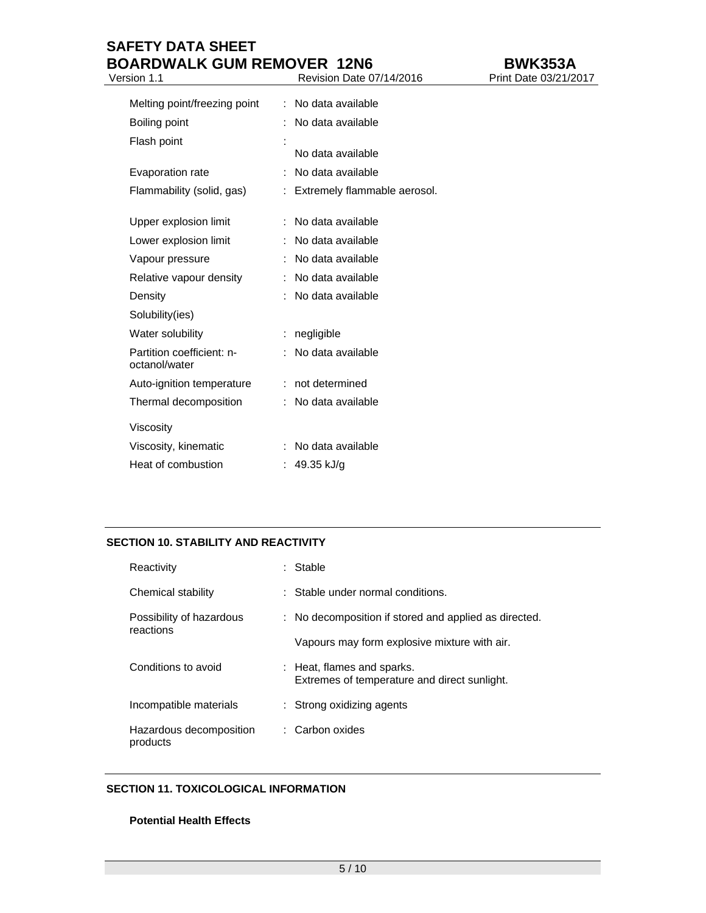| | | |
|---|---|---|
| Melting point/freezing point | : | No data available |
| Boiling point | : | No data available |
| Flash point | : | No data available |
| Evaporation rate | : | No data available |
| Flammability (solid, gas) | : | Extremely flammable aerosol. |
| Upper explosion limit | : | No data available |
| Lower explosion limit | : | No data available |
| Vapour pressure | : | No data available |
| Relative vapour density | : | No data available |
| Density | : | No data available |
| Solubility(ies) | | |
| Water solubility | : | negligible |
| Partition coefficient: n-octanol/water | : | No data available |
| Auto-ignition temperature | : | not determined |
| Thermal decomposition | : | No data available |
| Viscosity | | |
| Viscosity, kinematic | : | No data available |
| Heat of combustion | : | 49.35 kJ/g |

## SECTION 10. STABILITY AND REACTIVITY

| | | |
|---|---|---|
| Reactivity | : | Stable |
| Chemical stability | : | Stable under normal conditions. |
| Possibility of hazardous reactions | : | No decomposition if stored and applied as directed.<br><br>Vapours may form explosive mixture with air. |
| Conditions to avoid | : | Heat, flames and sparks.<br>Extremes of temperature and direct sunlight. |
| Incompatible materials | : | Strong oxidizing agents |
| Hazardous decomposition products | : | Carbon oxides |

## SECTION 11. TOXICOLOGICAL INFORMATION

**Potential Health Effects**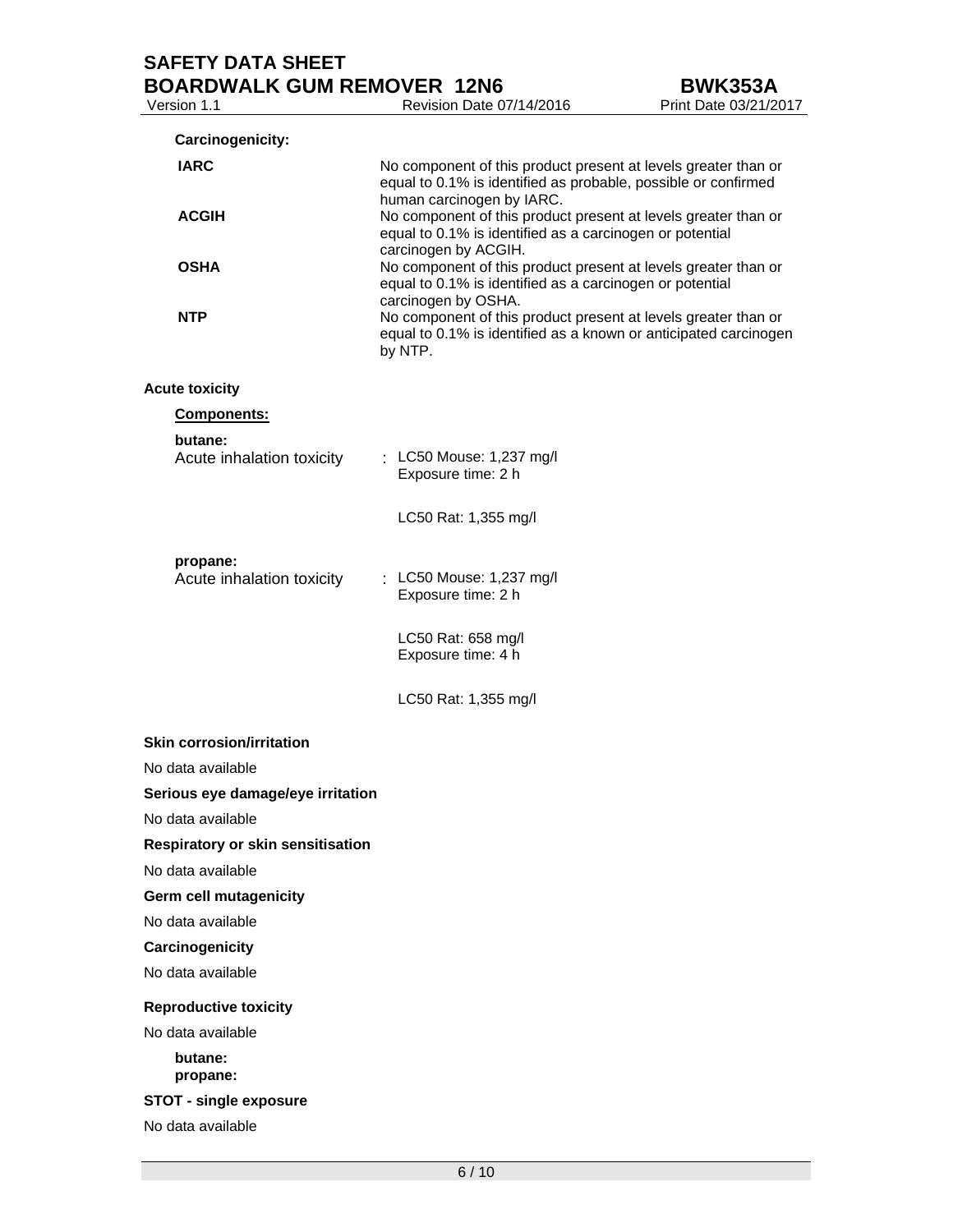**Carcinogenicity:**

| | |
|---|---|
| **IARC** | No component of this product present at levels greater than or equal to 0.1% is identified as probable, possible or confirmed human carcinogen by IARC. |
| **ACGIH** | No component of this product present at levels greater than or equal to 0.1% is identified as a carcinogen or potential carcinogen by ACGIH. |
| **OSHA** | No component of this product present at levels greater than or equal to 0.1% is identified as a carcinogen or potential carcinogen by OSHA. |
| **NTP** | No component of this product present at levels greater than or equal to 0.1% is identified as a known or anticipated carcinogen by NTP. |

**Acute toxicity**

**Components:**

**butane:**

Acute inhalation toxicity : LC50 Mouse: 1,237 mg/l
Exposure time: 2 h

LC50 Rat: 1,355 mg/l

**propane:**

Acute inhalation toxicity : LC50 Mouse: 1,237 mg/l
Exposure time: 2 h

LC50 Rat: 658 mg/l
Exposure time: 4 h

LC50 Rat: 1,355 mg/l

**Skin corrosion/irritation**

No data available

**Serious eye damage/eye irritation**

No data available

**Respiratory or skin sensitisation**

No data available

**Germ cell mutagenicity**

No data available

**Carcinogenicity**

No data available

**Reproductive toxicity**

No data available

**butane:**
**propane:**

**STOT - single exposure**

No data available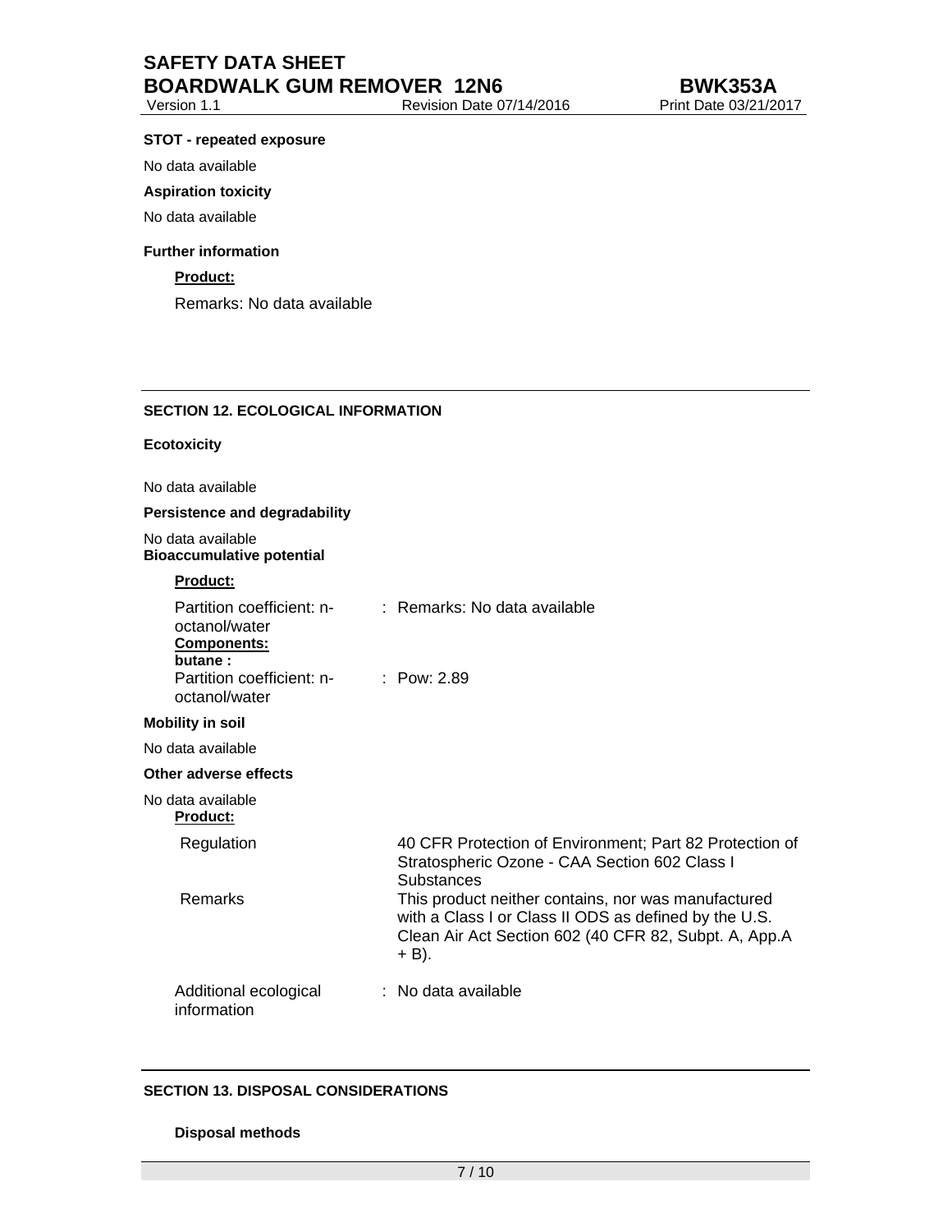**STOT - repeated exposure**

No data available

**Aspiration toxicity**

No data available

**Further information**

**Product:**

Remarks: No data available

## SECTION 12. ECOLOGICAL INFORMATION

**Ecotoxicity**

No data available

**Persistence and degradability**

No data available

**Bioaccumulative potential**

**Product:**

Partition coefficient: n-octanol/water : Remarks: No data available

**Components:**

**butane :**

Partition coefficient: n-octanol/water : Pow: 2.89

**Mobility in soil**

No data available

**Other adverse effects**

No data available

**Product:**

| | |
|---|---|
| Regulation | 40 CFR Protection of Environment; Part 82 Protection of Stratospheric Ozone - CAA Section 602 Class I Substances |
| Remarks | This product neither contains, nor was manufactured with a Class I or Class II ODS as defined by the U.S. Clean Air Act Section 602 (40 CFR 82, Subpt. A, App.A + B). |

Additional ecological information : No data available

## SECTION 13. DISPOSAL CONSIDERATIONS

**Disposal methods**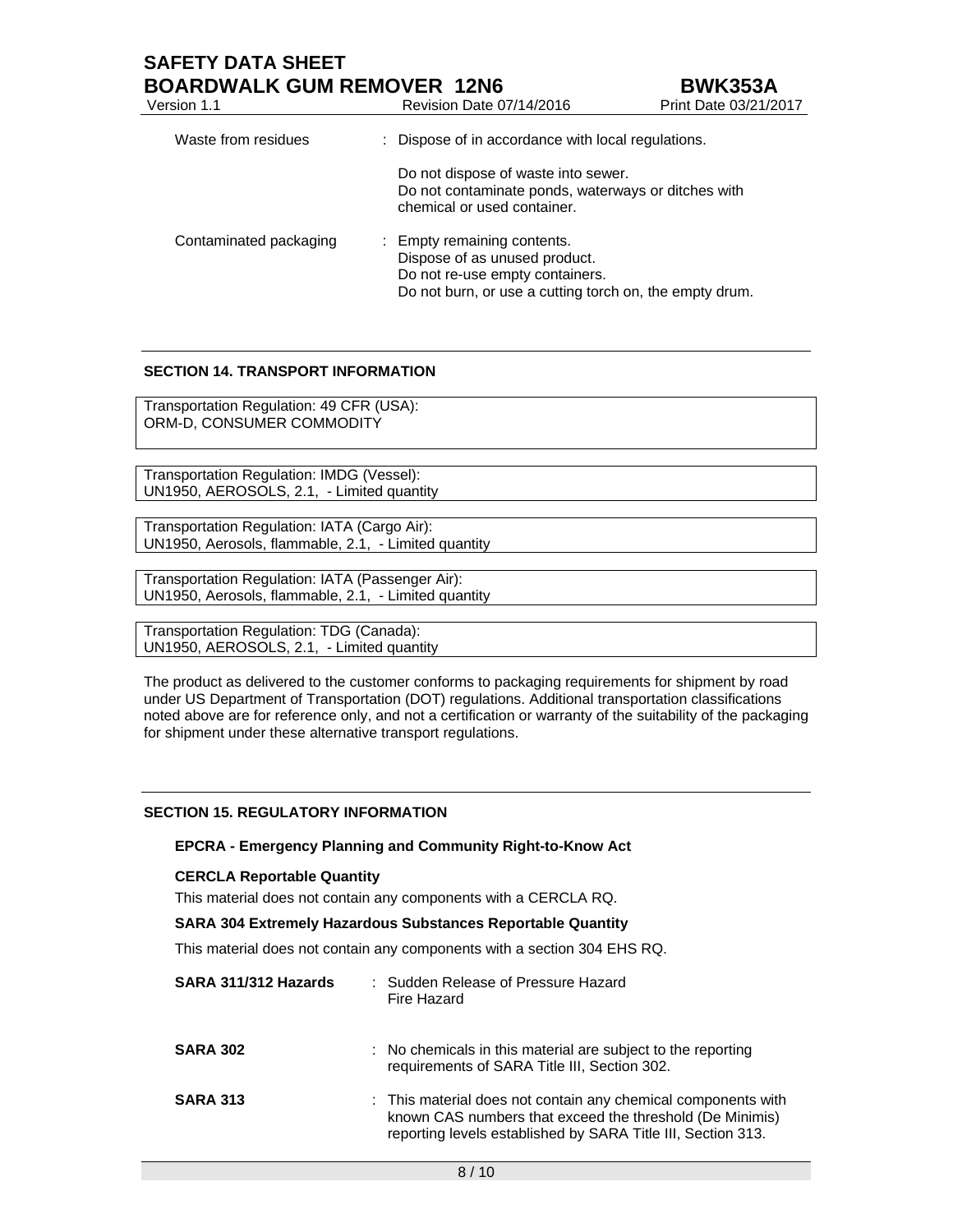| | |
|---|---|
| Waste from residues | : Dispose of in accordance with local regulations.<br><br>Do not dispose of waste into sewer.<br>Do not contaminate ponds, waterways or ditches with chemical or used container. |
| Contaminated packaging | : Empty remaining contents.<br>Dispose of as unused product.<br>Do not re-use empty containers.<br>Do not burn, or use a cutting torch on, the empty drum. |

## SECTION 14. TRANSPORT INFORMATION

Transportation Regulation: 49 CFR (USA):
ORM-D, CONSUMER COMMODITY

Transportation Regulation: IMDG (Vessel):
UN1950, AEROSOLS, 2.1, - Limited quantity

Transportation Regulation: IATA (Cargo Air):
UN1950, Aerosols, flammable, 2.1, - Limited quantity

Transportation Regulation: IATA (Passenger Air):
UN1950, Aerosols, flammable, 2.1, - Limited quantity

Transportation Regulation: TDG (Canada):
UN1950, AEROSOLS, 2.1, - Limited quantity

The product as delivered to the customer conforms to packaging requirements for shipment by road under US Department of Transportation (DOT) regulations. Additional transportation classifications noted above are for reference only, and not a certification or warranty of the suitability of the packaging for shipment under these alternative transport regulations.

## SECTION 15. REGULATORY INFORMATION

**EPCRA - Emergency Planning and Community Right-to-Know Act**

**CERCLA Reportable Quantity**

This material does not contain any components with a CERCLA RQ.

**SARA 304 Extremely Hazardous Substances Reportable Quantity**

This material does not contain any components with a section 304 EHS RQ.

| | |
|---|---|
| **SARA 311/312 Hazards** | : Sudden Release of Pressure Hazard<br>Fire Hazard |
| **SARA 302** | : No chemicals in this material are subject to the reporting requirements of SARA Title III, Section 302. |
| **SARA 313** | : This material does not contain any chemical components with known CAS numbers that exceed the threshold (De Minimis) reporting levels established by SARA Title III, Section 313. |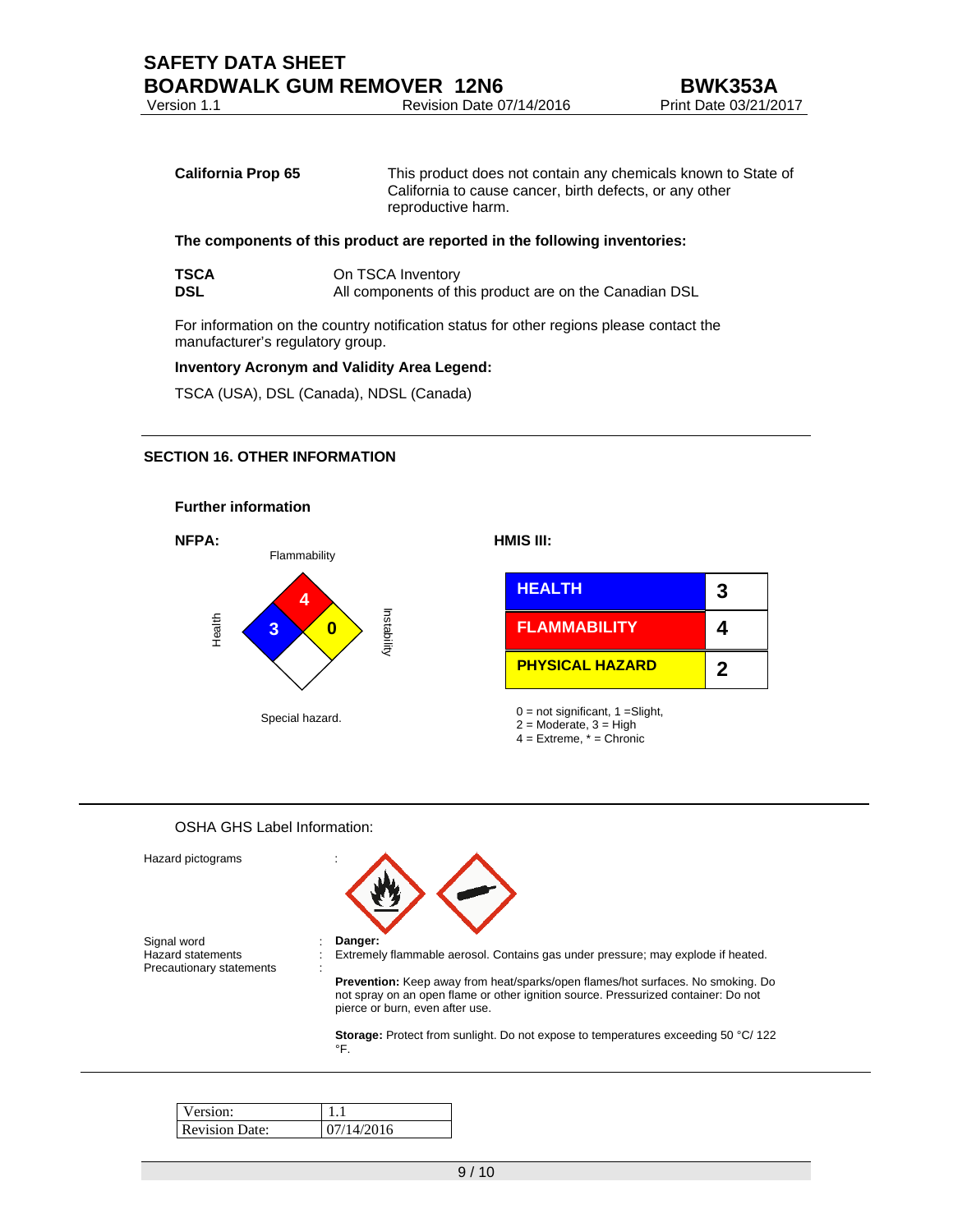**California Prop 65** This product does not contain any chemicals known to State of California to cause cancer, birth defects, or any other reproductive harm.

**The components of this product are reported in the following inventories:**

**TSCA** On TSCA Inventory
**DSL** All components of this product are on the Canadian DSL

For information on the country notification status for other regions please contact the manufacturer's regulatory group.

**Inventory Acronym and Validity Area Legend:**

TSCA (USA), DSL (Canada), NDSL (Canada)

## SECTION 16. OTHER INFORMATION

**Further information**

**NFPA:**

Flammability: 4
Health: 3
Instability: 0
Special hazard.

**HMIS III:**

| | |
|---|---|
| HEALTH | 3 |
| FLAMMABILITY | 4 |
| PHYSICAL HAZARD | 2 |

0 = not significant, 1 =Slight,
2 = Moderate, 3 = High
4 = Extreme, * = Chronic

OSHA GHS Label Information:

Hazard pictograms :

Signal word : **Danger:**
Hazard statements : Extremely flammable aerosol. Contains gas under pressure; may explode if heated.
Precautionary statements :

**Prevention:** Keep away from heat/sparks/open flames/hot surfaces. No smoking. Do not spray on an open flame or other ignition source. Pressurized container: Do not pierce or burn, even after use.

**Storage:** Protect from sunlight. Do not expose to temperatures exceeding 50 °C/ 122 °F.

| | |
|---|---|
| Version: | 1.1 |
| Revision Date: | 07/14/2016 |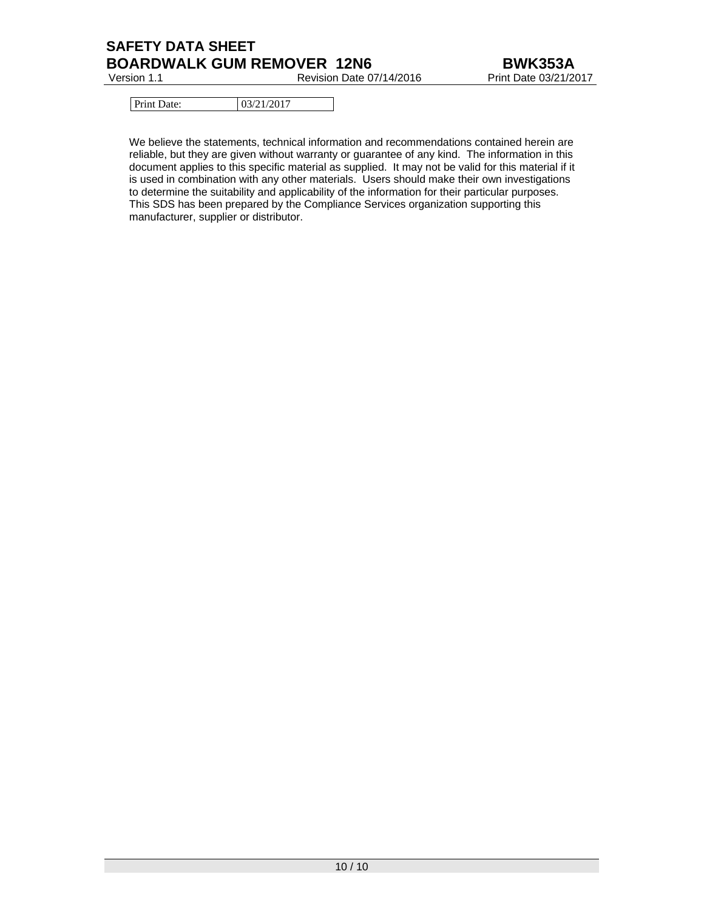| | |
|---|---|
| Print Date: | 03/21/2017 |

We believe the statements, technical information and recommendations contained herein are reliable, but they are given without warranty or guarantee of any kind. The information in this document applies to this specific material as supplied. It may not be valid for this material if it is used in combination with any other materials. Users should make their own investigations to determine the suitability and applicability of the information for their particular purposes. This SDS has been prepared by the Compliance Services organization supporting this manufacturer, supplier or distributor.